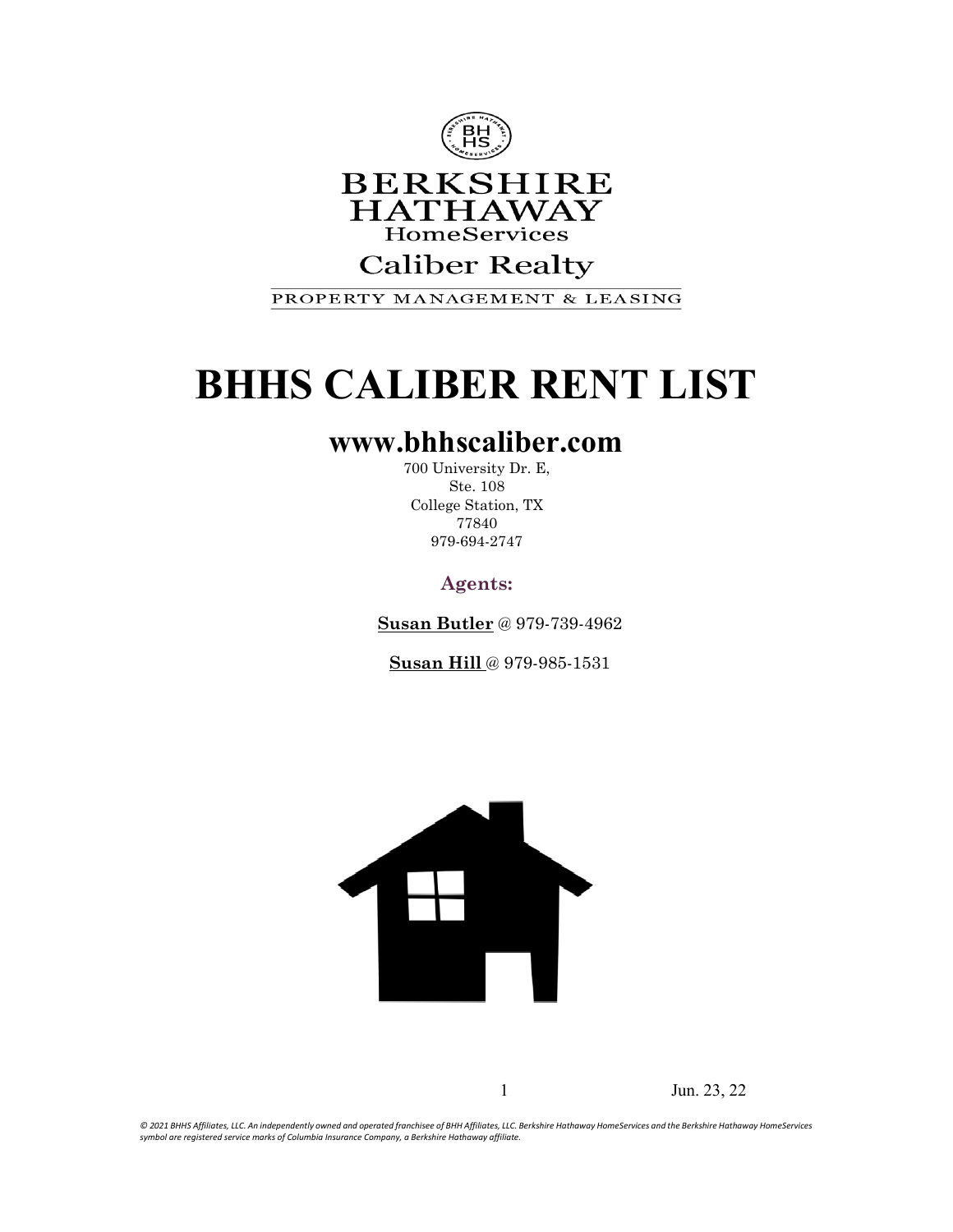BERKSHIRE HATHAWAY
HomeServices
Caliber Realty

PROPERTY MANAGEMENT & LEASING

# BHHS CALIBER RENT LIST

## www.bhhscaliber.com

700 University Dr. E,
Ste. 108
College Station, TX
77840
979-694-2747

**Agents:**

**Susan Butler** @ 979-739-4962

**Susan Hill** @ 979-985-1531

Jun. 23, 22

*© 2021 BHHS Affiliates, LLC. An independently owned and operated franchisee of BHH Affiliates, LLC. Berkshire Hathaway HomeServices and the Berkshire Hathaway HomeServices symbol are registered service marks of Columbia Insurance Company, a Berkshire Hathaway affiliate.*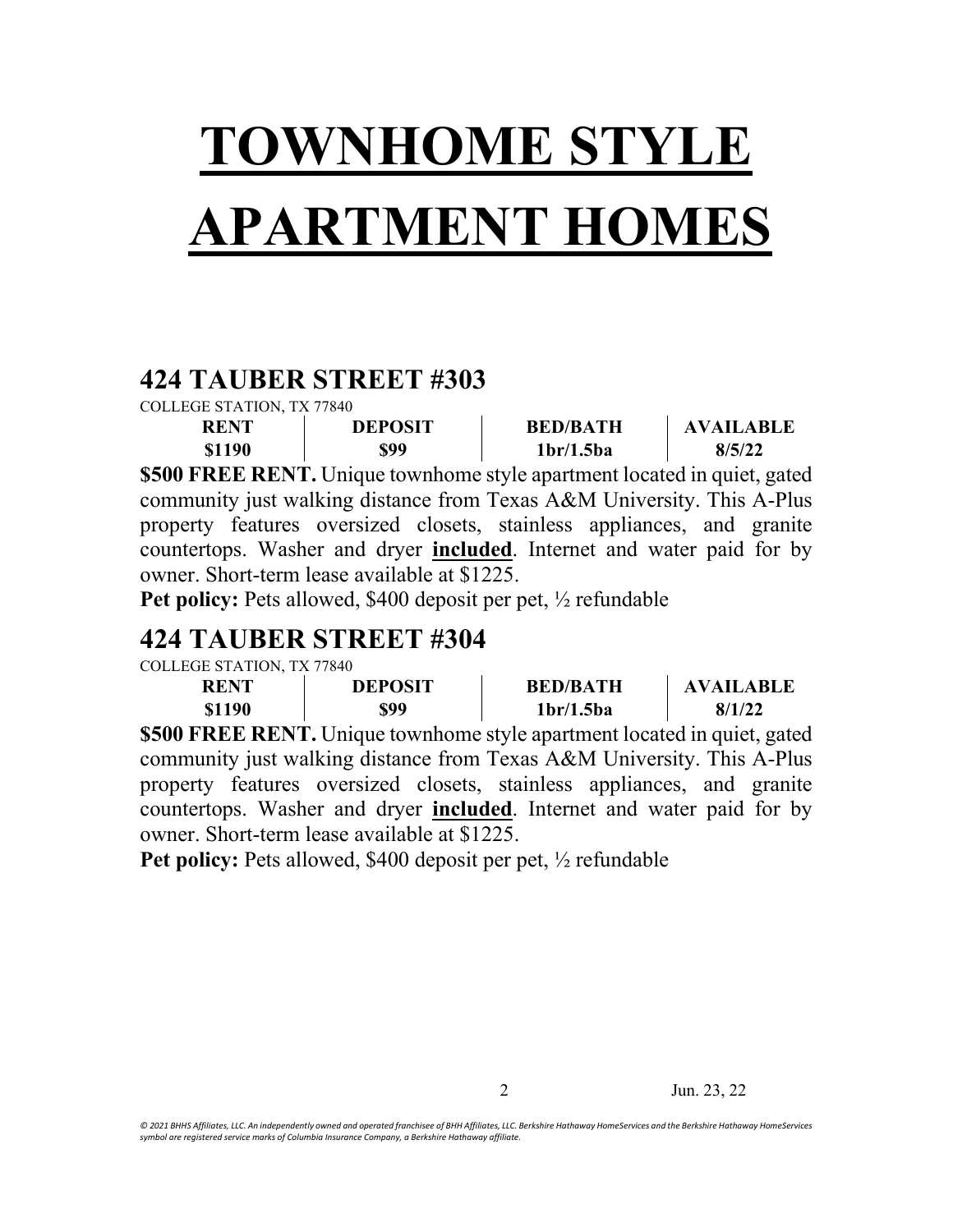# TOWNHOME STYLE APARTMENT HOMES

## 424 TAUBER STREET #303

COLLEGE STATION, TX 77840

| RENT | DEPOSIT | BED/BATH | AVAILABLE |
|---|---|---|---|
| $1190 | $99 | 1br/1.5ba | 8/5/22 |

**$500 FREE RENT.** Unique townhome style apartment located in quiet, gated community just walking distance from Texas A&M University. This A-Plus property features oversized closets, stainless appliances, and granite countertops. Washer and dryer **included**. Internet and water paid for by owner. Short-term lease available at $1225.

**Pet policy:** Pets allowed, $400 deposit per pet, ½ refundable

## 424 TAUBER STREET #304

COLLEGE STATION, TX 77840

| RENT | DEPOSIT | BED/BATH | AVAILABLE |
|---|---|---|---|
| $1190 | $99 | 1br/1.5ba | 8/1/22 |

**$500 FREE RENT.** Unique townhome style apartment located in quiet, gated community just walking distance from Texas A&M University. This A-Plus property features oversized closets, stainless appliances, and granite countertops. Washer and dryer **included**. Internet and water paid for by owner. Short-term lease available at $1225.

**Pet policy:** Pets allowed, $400 deposit per pet, ½ refundable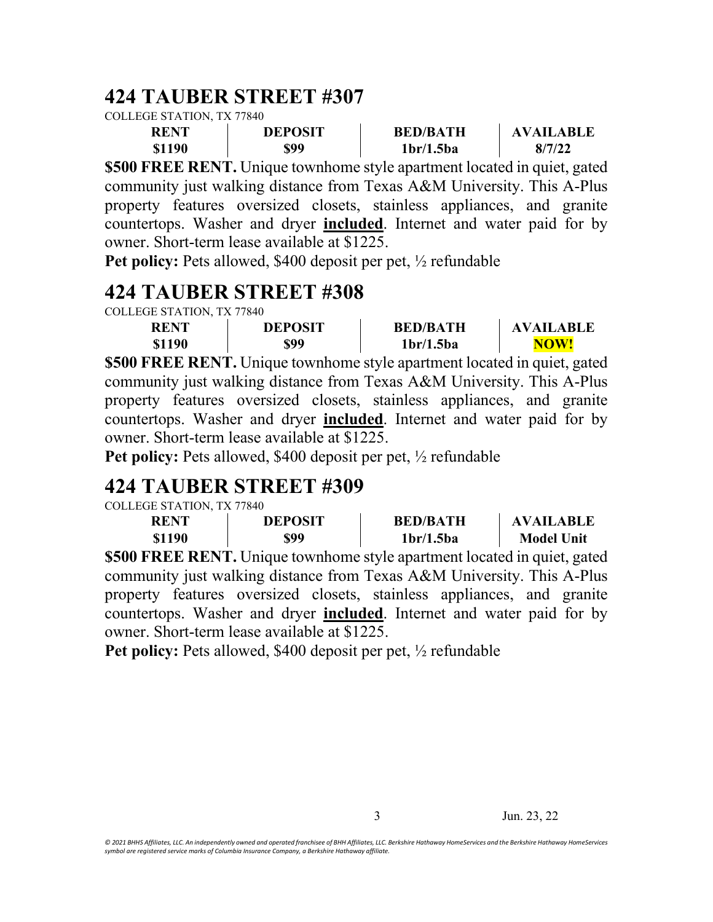# 424 TAUBER STREET #307

COLLEGE STATION, TX 77840

| RENT | DEPOSIT | BED/BATH | AVAILABLE |
|---|---|---|---|
| $1190 | $99 | 1br/1.5ba | 8/7/22 |

**$500 FREE RENT.** Unique townhome style apartment located in quiet, gated community just walking distance from Texas A&M University. This A-Plus property features oversized closets, stainless appliances, and granite countertops. Washer and dryer **included**. Internet and water paid for by owner. Short-term lease available at $1225.

**Pet policy:** Pets allowed, $400 deposit per pet, ½ refundable

# 424 TAUBER STREET #308

COLLEGE STATION, TX 77840

| RENT | DEPOSIT | BED/BATH | AVAILABLE |
|---|---|---|---|
| $1190 | $99 | 1br/1.5ba | **NOW!** |

**$500 FREE RENT.** Unique townhome style apartment located in quiet, gated community just walking distance from Texas A&M University. This A-Plus property features oversized closets, stainless appliances, and granite countertops. Washer and dryer **included**. Internet and water paid for by owner. Short-term lease available at $1225.

**Pet policy:** Pets allowed, $400 deposit per pet, ½ refundable

# 424 TAUBER STREET #309

COLLEGE STATION, TX 77840

| RENT | DEPOSIT | BED/BATH | AVAILABLE |
|---|---|---|---|
| $1190 | $99 | 1br/1.5ba | Model Unit |

**$500 FREE RENT.** Unique townhome style apartment located in quiet, gated community just walking distance from Texas A&M University. This A-Plus property features oversized closets, stainless appliances, and granite countertops. Washer and dryer **included**. Internet and water paid for by owner. Short-term lease available at $1225.

**Pet policy:** Pets allowed, $400 deposit per pet, ½ refundable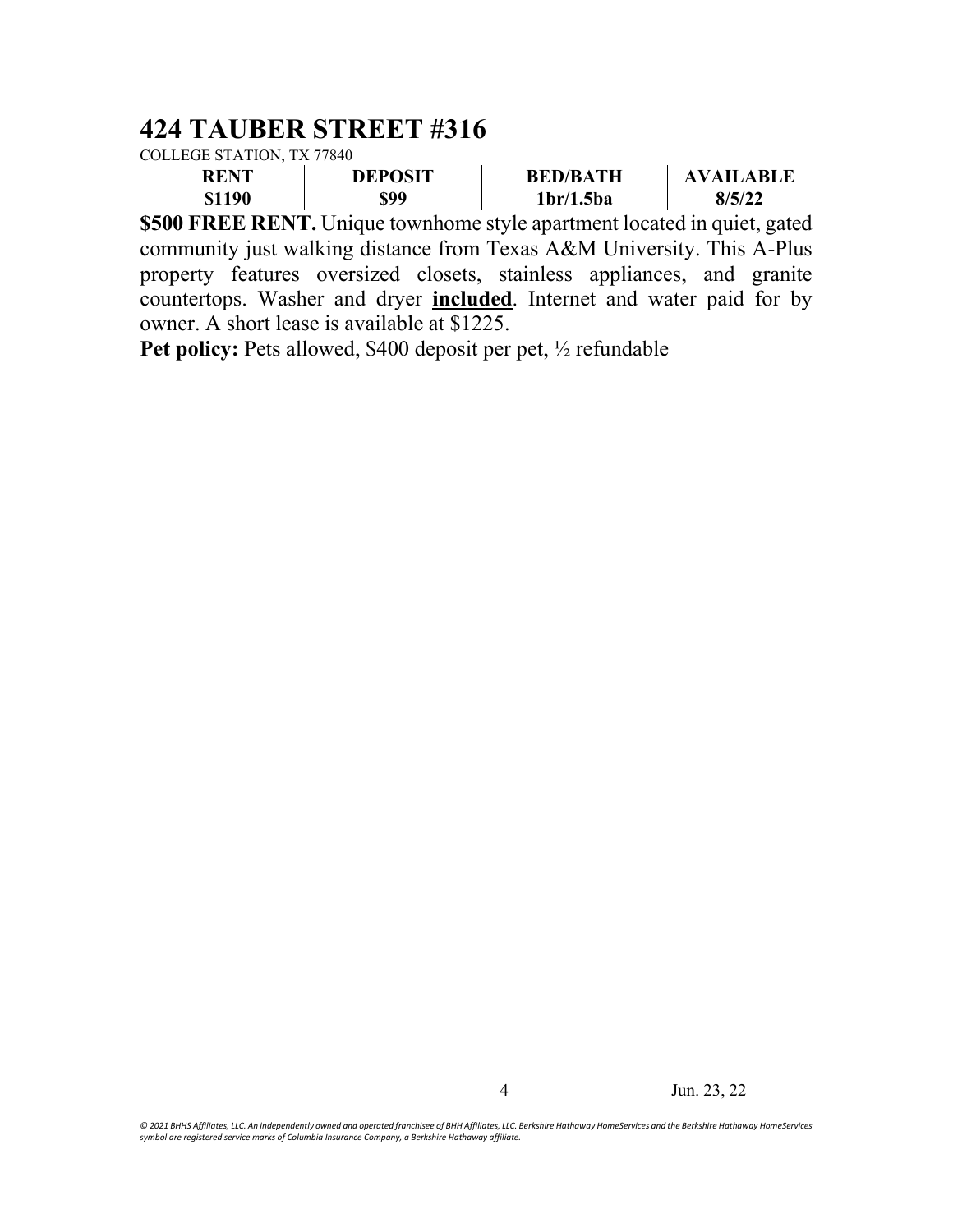# 424 TAUBER STREET #316

COLLEGE STATION, TX 77840

| RENT | DEPOSIT | BED/BATH | AVAILABLE |
|---|---|---|---|
| $1190 | $99 | 1br/1.5ba | 8/5/22 |

**$500 FREE RENT.** Unique townhome style apartment located in quiet, gated community just walking distance from Texas A&M University. This A-Plus property features oversized closets, stainless appliances, and granite countertops. Washer and dryer **included**. Internet and water paid for by owner. A short lease is available at $1225.

**Pet policy:** Pets allowed, $400 deposit per pet, ½ refundable

Jun. 23, 22

*© 2021 BHHS Affiliates, LLC. An independently owned and operated franchisee of BHH Affiliates, LLC. Berkshire Hathaway HomeServices and the Berkshire Hathaway HomeServices symbol are registered service marks of Columbia Insurance Company, a Berkshire Hathaway affiliate.*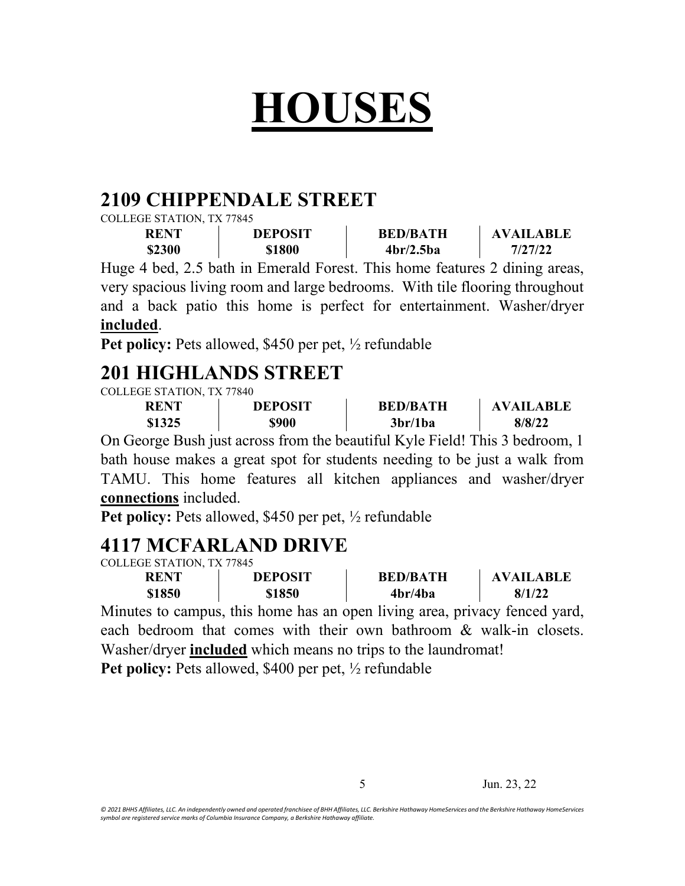# HOUSES

## 2109 CHIPPENDALE STREET

COLLEGE STATION, TX 77845

| RENT | DEPOSIT | BED/BATH | AVAILABLE |
|---|---|---|---|
| $2300 | $1800 | 4br/2.5ba | 7/27/22 |

Huge 4 bed, 2.5 bath in Emerald Forest. This home features 2 dining areas, very spacious living room and large bedrooms. With tile flooring throughout and a back patio this home is perfect for entertainment. Washer/dryer **included**.

**Pet policy:** Pets allowed, $450 per pet, ½ refundable

## 201 HIGHLANDS STREET

COLLEGE STATION, TX 77840

| RENT | DEPOSIT | BED/BATH | AVAILABLE |
|---|---|---|---|
| $1325 | $900 | 3br/1ba | 8/8/22 |

On George Bush just across from the beautiful Kyle Field! This 3 bedroom, 1 bath house makes a great spot for students needing to be just a walk from TAMU. This home features all kitchen appliances and washer/dryer **connections** included.

**Pet policy:** Pets allowed, $450 per pet, ½ refundable

## 4117 MCFARLAND DRIVE

COLLEGE STATION, TX 77845

| RENT | DEPOSIT | BED/BATH | AVAILABLE |
|---|---|---|---|
| $1850 | $1850 | 4br/4ba | 8/1/22 |

Minutes to campus, this home has an open living area, privacy fenced yard, each bedroom that comes with their own bathroom & walk-in closets. Washer/dryer **included** which means no trips to the laundromat!

**Pet policy:** Pets allowed, $400 per pet, ½ refundable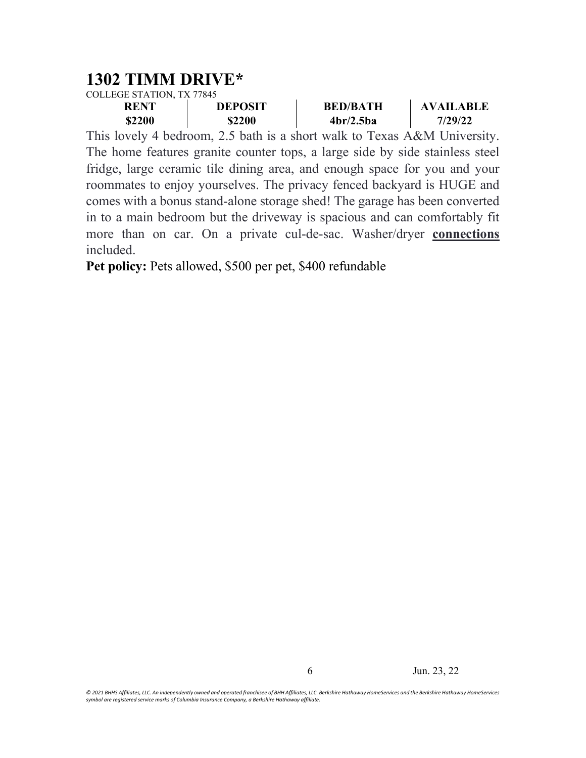# 1302 TIMM DRIVE*

COLLEGE STATION, TX 77845

| RENT | DEPOSIT | BED/BATH | AVAILABLE |
|---|---|---|---|
| $2200 | $2200 | 4br/2.5ba | 7/29/22 |

This lovely 4 bedroom, 2.5 bath is a short walk to Texas A&M University. The home features granite counter tops, a large side by side stainless steel fridge, large ceramic tile dining area, and enough space for you and your roommates to enjoy yourselves. The privacy fenced backyard is HUGE and comes with a bonus stand-alone storage shed! The garage has been converted in to a main bedroom but the driveway is spacious and can comfortably fit more than on car. On a private cul-de-sac. Washer/dryer **connections** included.

**Pet policy:** Pets allowed, $500 per pet, $400 refundable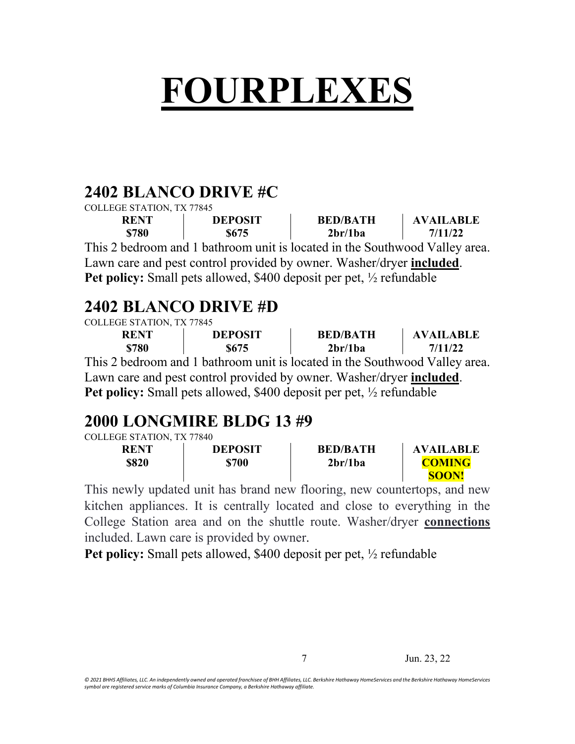# FOURPLEXES

## 2402 BLANCO DRIVE #C

COLLEGE STATION, TX 77845

| RENT | DEPOSIT | BED/BATH | AVAILABLE |
|---|---|---|---|
| $780 | $675 | 2br/1ba | 7/11/22 |

This 2 bedroom and 1 bathroom unit is located in the Southwood Valley area. Lawn care and pest control provided by owner. Washer/dryer **included**.
**Pet policy:** Small pets allowed, $400 deposit per pet, ½ refundable

## 2402 BLANCO DRIVE #D

COLLEGE STATION, TX 77845

| RENT | DEPOSIT | BED/BATH | AVAILABLE |
|---|---|---|---|
| $780 | $675 | 2br/1ba | 7/11/22 |

This 2 bedroom and 1 bathroom unit is located in the Southwood Valley area. Lawn care and pest control provided by owner. Washer/dryer **included**.
**Pet policy:** Small pets allowed, $400 deposit per pet, ½ refundable

## 2000 LONGMIRE BLDG 13 #9

COLLEGE STATION, TX 77840

| RENT | DEPOSIT | BED/BATH | AVAILABLE |
|---|---|---|---|
| $820 | $700 | 2br/1ba | **COMING SOON!** |

This newly updated unit has brand new flooring, new countertops, and new kitchen appliances. It is centrally located and close to everything in the College Station area and on the shuttle route. Washer/dryer **connections** included. Lawn care is provided by owner.
**Pet policy:** Small pets allowed, $400 deposit per pet, ½ refundable

Jun. 23, 22

*© 2021 BHHS Affiliates, LLC. An independently owned and operated franchisee of BHH Affiliates, LLC. Berkshire Hathaway HomeServices and the Berkshire Hathaway HomeServices symbol are registered service marks of Columbia Insurance Company, a Berkshire Hathaway affiliate.*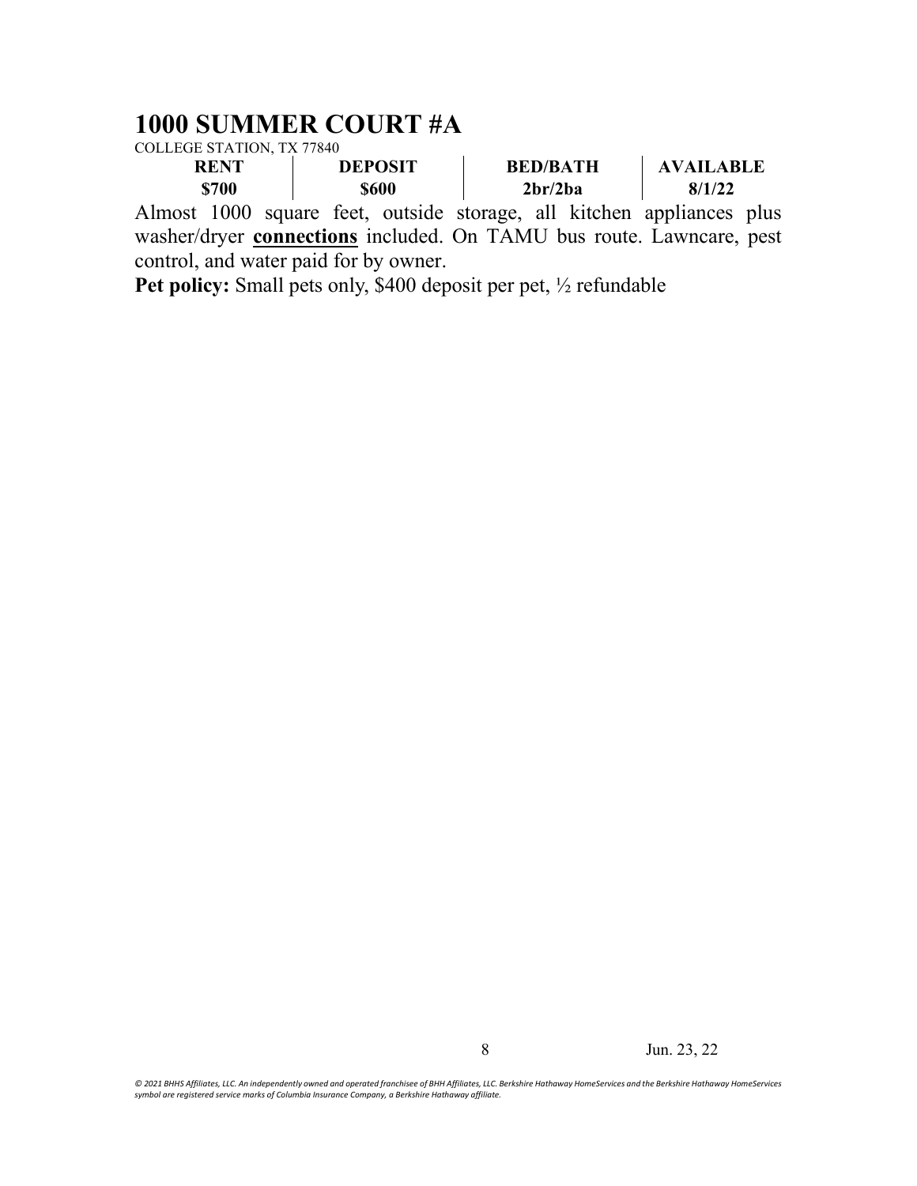# 1000 SUMMER COURT #A

COLLEGE STATION, TX 77840

| RENT | DEPOSIT | BED/BATH | AVAILABLE |
|---|---|---|---|
| $700 | $600 | 2br/2ba | 8/1/22 |

Almost 1000 square feet, outside storage, all kitchen appliances plus washer/dryer **connections** included. On TAMU bus route. Lawncare, pest control, and water paid for by owner.

**Pet policy:** Small pets only, $400 deposit per pet, ½ refundable

Jun. 23, 22

*© 2021 BHHS Affiliates, LLC. An independently owned and operated franchisee of BHH Affiliates, LLC. Berkshire Hathaway HomeServices and the Berkshire Hathaway HomeServices symbol are registered service marks of Columbia Insurance Company, a Berkshire Hathaway affiliate.*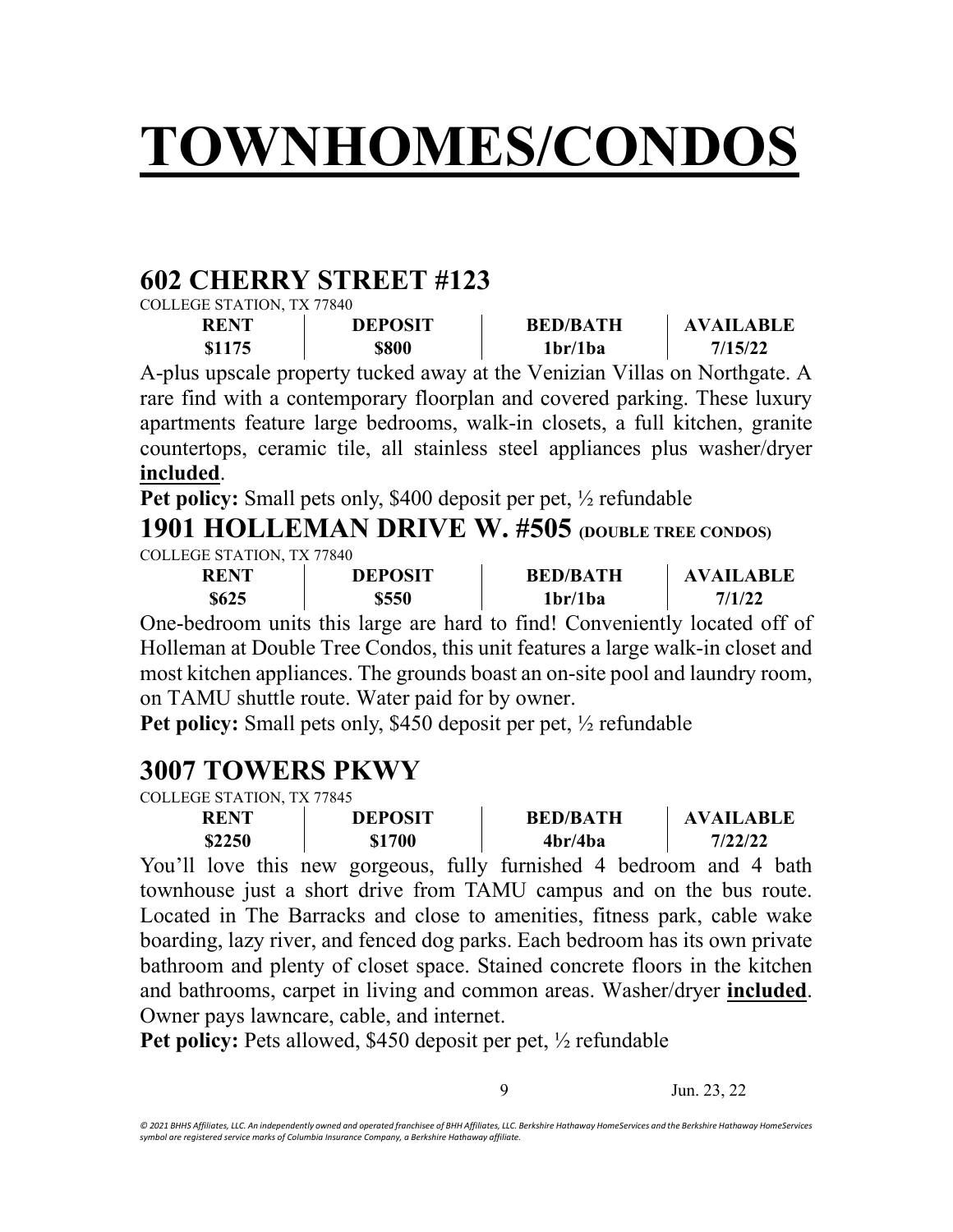# TOWNHOMES/CONDOS

## 602 CHERRY STREET #123

COLLEGE STATION, TX 77840

| RENT | DEPOSIT | BED/BATH | AVAILABLE |
|---|---|---|---|
| **$1175** | **$800** | **1br/1ba** | **7/15/22** |

A-plus upscale property tucked away at the Venizian Villas on Northgate. A rare find with a contemporary floorplan and covered parking. These luxury apartments feature large bedrooms, walk-in closets, a full kitchen, granite countertops, ceramic tile, all stainless steel appliances plus washer/dryer **included**.

**Pet policy:** Small pets only, $400 deposit per pet, ½ refundable

## 1901 HOLLEMAN DRIVE W. #505 (DOUBLE TREE CONDOS)

COLLEGE STATION, TX 77840

| RENT | DEPOSIT | BED/BATH | AVAILABLE |
|---|---|---|---|
| **$625** | **$550** | **1br/1ba** | **7/1/22** |

One-bedroom units this large are hard to find! Conveniently located off of Holleman at Double Tree Condos, this unit features a large walk-in closet and most kitchen appliances. The grounds boast an on-site pool and laundry room, on TAMU shuttle route. Water paid for by owner.

**Pet policy:** Small pets only, $450 deposit per pet, ½ refundable

## 3007 TOWERS PKWY

COLLEGE STATION, TX 77845

| RENT | DEPOSIT | BED/BATH | AVAILABLE |
|---|---|---|---|
| **$2250** | **$1700** | **4br/4ba** | **7/22/22** |

You'll love this new gorgeous, fully furnished 4 bedroom and 4 bath townhouse just a short drive from TAMU campus and on the bus route. Located in The Barracks and close to amenities, fitness park, cable wake boarding, lazy river, and fenced dog parks. Each bedroom has its own private bathroom and plenty of closet space. Stained concrete floors in the kitchen and bathrooms, carpet in living and common areas. Washer/dryer **included**. Owner pays lawncare, cable, and internet.

**Pet policy:** Pets allowed, $450 deposit per pet, ½ refundable

Jun. 23, 22

*© 2021 BHHS Affiliates, LLC. An independently owned and operated franchisee of BHH Affiliates, LLC. Berkshire Hathaway HomeServices and the Berkshire Hathaway HomeServices symbol are registered service marks of Columbia Insurance Company, a Berkshire Hathaway affiliate.*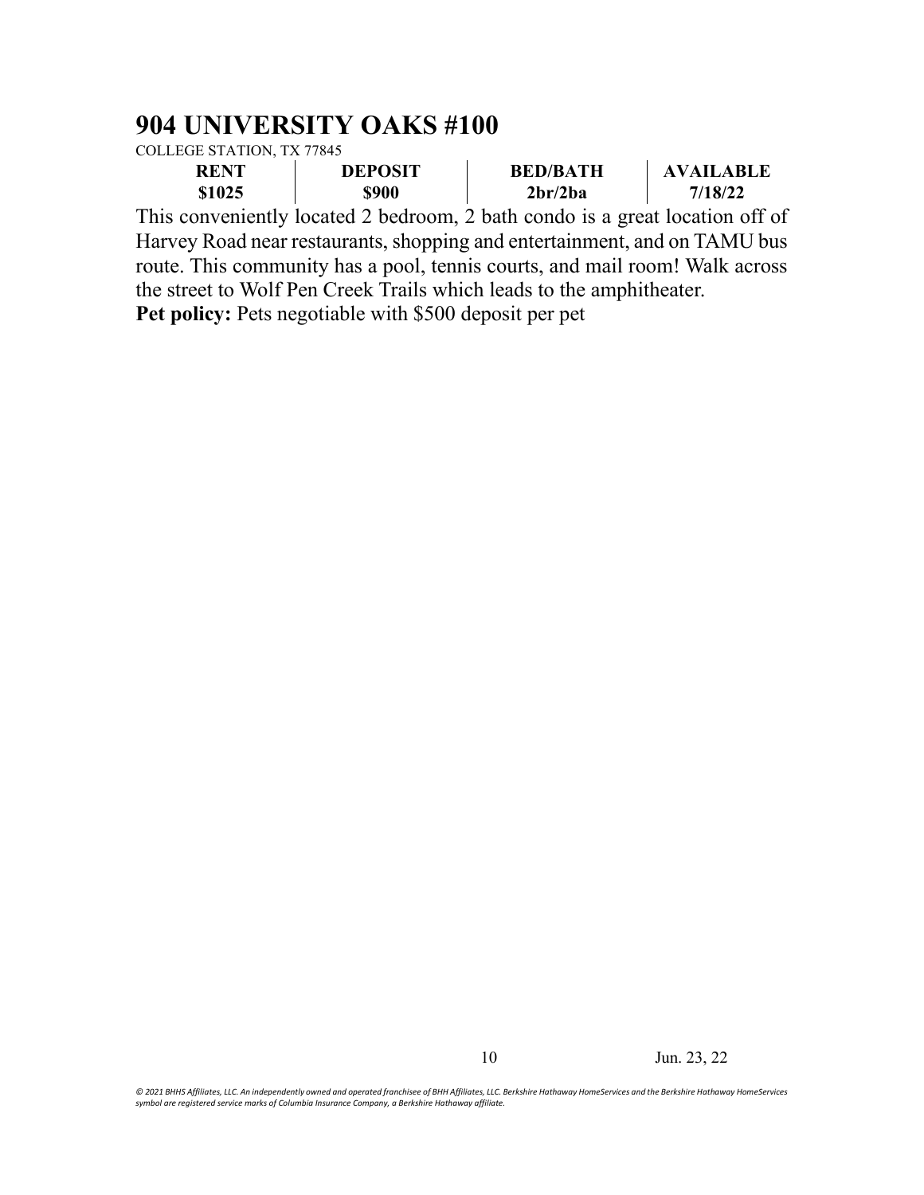# 904 UNIVERSITY OAKS #100

COLLEGE STATION, TX 77845

| RENT | DEPOSIT | BED/BATH | AVAILABLE |
|---|---|---|---|
| $1025 | $900 | 2br/2ba | 7/18/22 |

This conveniently located 2 bedroom, 2 bath condo is a great location off of Harvey Road near restaurants, shopping and entertainment, and on TAMU bus route. This community has a pool, tennis courts, and mail room! Walk across the street to Wolf Pen Creek Trails which leads to the amphitheater.

**Pet policy:** Pets negotiable with $500 deposit per pet

Jun. 23, 22

*© 2021 BHHS Affiliates, LLC. An independently owned and operated franchisee of BHH Affiliates, LLC. Berkshire Hathaway HomeServices and the Berkshire Hathaway HomeServices symbol are registered service marks of Columbia Insurance Company, a Berkshire Hathaway affiliate.*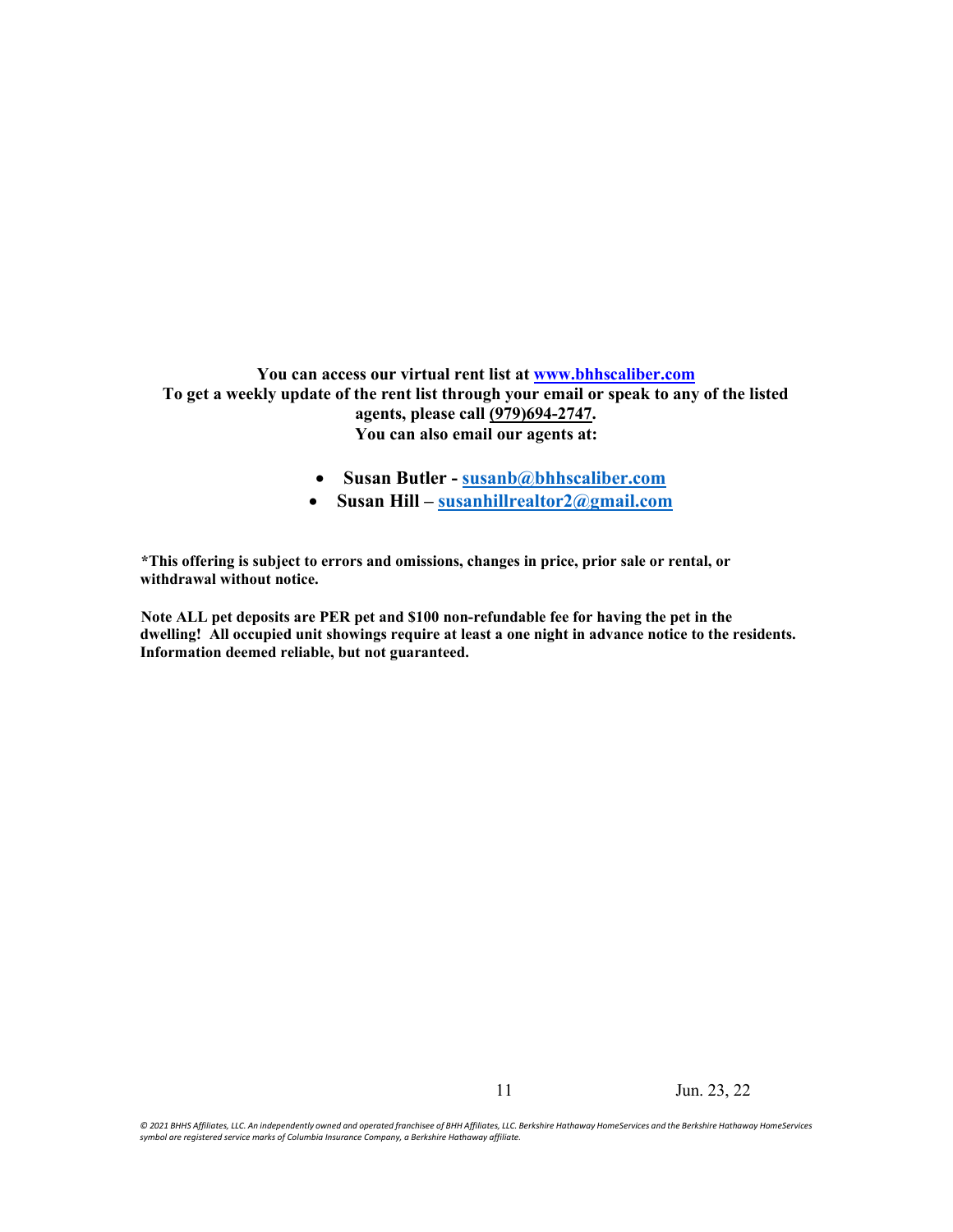**You can access our virtual rent list at [www.bhhscaliber.com](http://www.bhhscaliber.com)**
**To get a weekly update of the rent list through your email or speak to any of the listed agents, please call (979)694-2747.**
**You can also email our agents at:**

- **Susan Butler - [susanb@bhhscaliber.com](mailto:susanb@bhhscaliber.com)**
- **Susan Hill – [susanhillrealtor2@gmail.com](mailto:susanhillrealtor2@gmail.com)**

***This offering is subject to errors and omissions, changes in price, prior sale or rental, or withdrawal without notice.**

**Note ALL pet deposits are PER pet and $100 non-refundable fee for having the pet in the dwelling! All occupied unit showings require at least a one night in advance notice to the residents. Information deemed reliable, but not guaranteed.**

Jun. 23, 22

*© 2021 BHHS Affiliates, LLC. An independently owned and operated franchisee of BHH Affiliates, LLC. Berkshire Hathaway HomeServices and the Berkshire Hathaway HomeServices symbol are registered service marks of Columbia Insurance Company, a Berkshire Hathaway affiliate.*